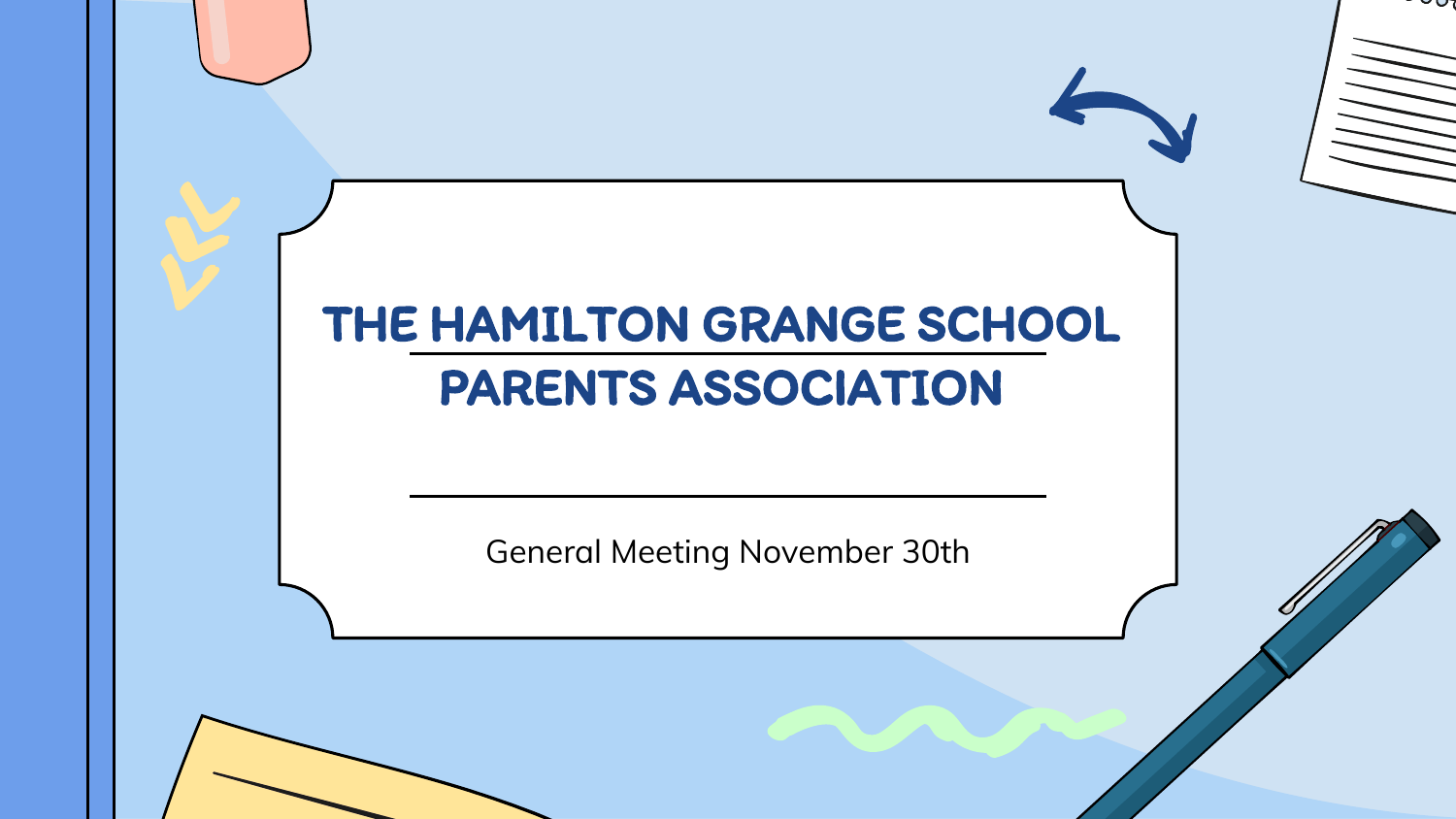# THE HAMILTON GRANGE SCHOOL PARENTS ASSOCIATION

General Meeting November 30th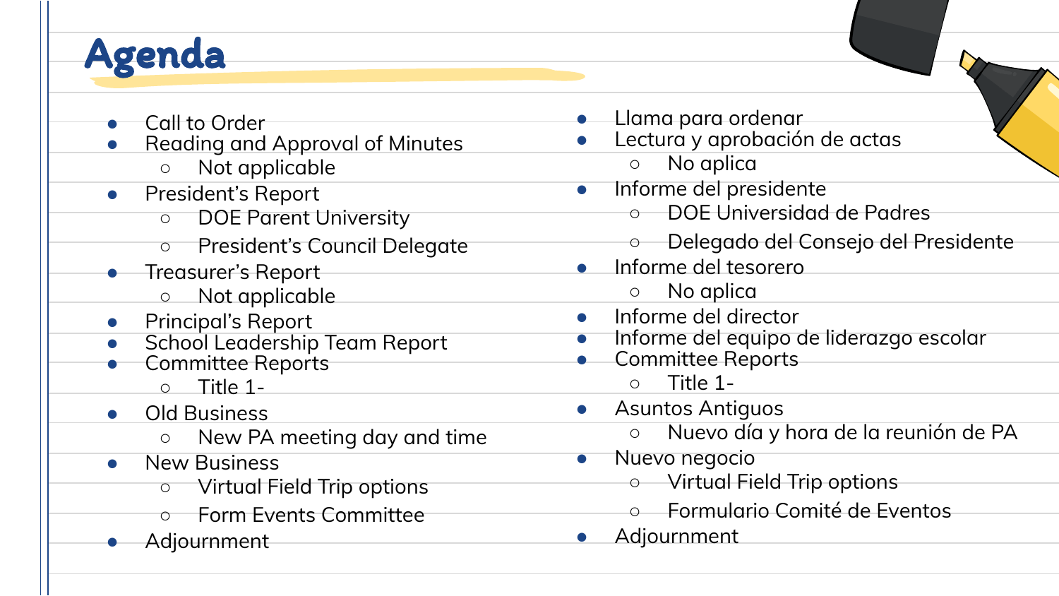# Agenda

- Call to Order
- Reading and Approval of Minutes
  - Not applicable
- President's Report
  - DOE Parent University
  - President's Council Delegate
- Treasurer's Report
  - Not applicable
- Principal's Report
- School Leadership Team Report
- Committee Reports
  - Title 1-
- Old Business
  - New PA meeting day and time
- New Business
  - Virtual Field Trip options
  - Form Events Committee
- Adjournment

- Llama para ordenar
- Lectura y aprobación de actas
  - No aplica
- Informe del presidente
  - DOE Universidad de Padres
  - Delegado del Consejo del Presidente
- Informe del tesorero
  - No aplica
- Informe del director
- Informe del equipo de liderazgo escolar
- Committee Reports
  - Title 1-
- Asuntos Antiguos
  - Nuevo día y hora de la reunión de PA
- Nuevo negocio
  - Virtual Field Trip options
  - Formulario Comité de Eventos
- Adjournment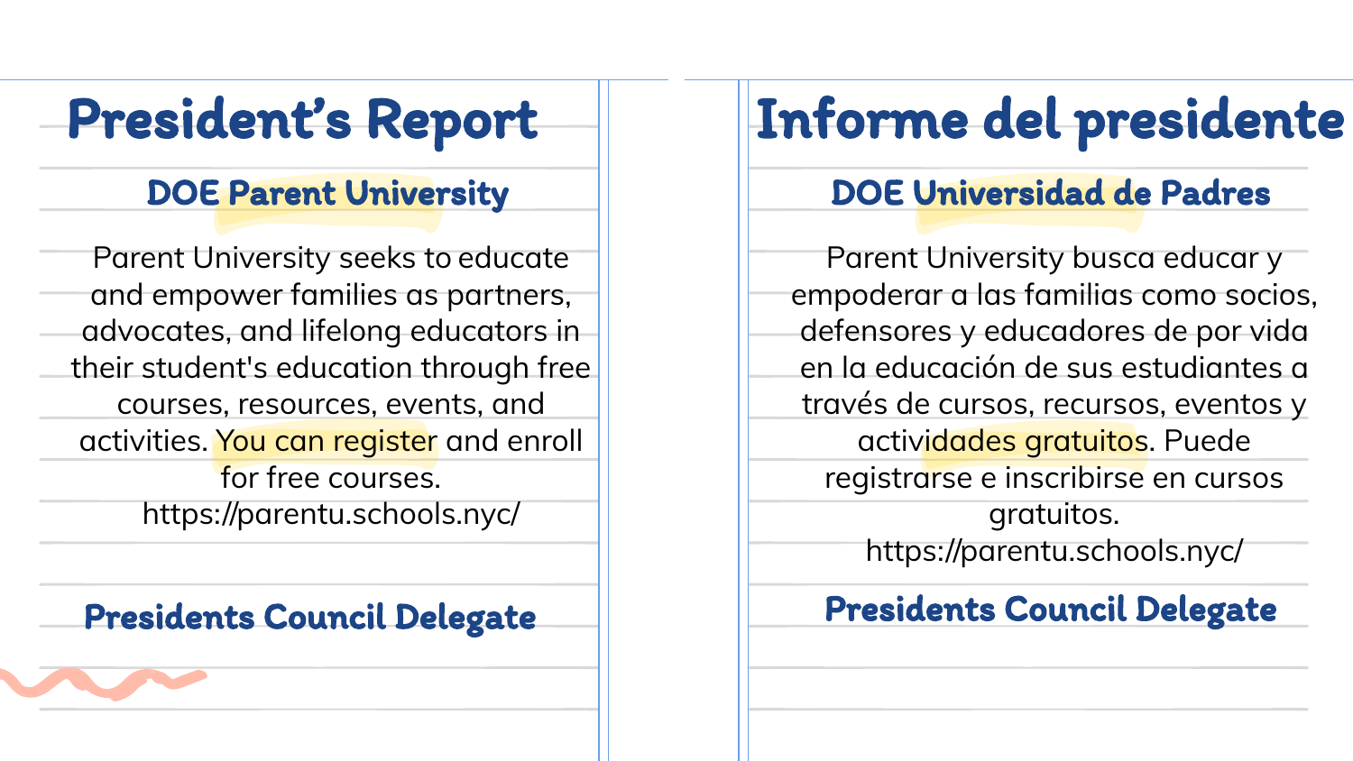# President's Report

## DOE Parent University

Parent University seeks to educate and empower families as partners, advocates, and lifelong educators in their student's education through free courses, resources, events, and activities. You can register and enroll for free courses. https://parentu.schools.nyc/

## Presidents Council Delegate

# Informe del presidente

## DOE Universidad de Padres

Parent University busca educar y empoderar a las familias como socios, defensores y educadores de por vida en la educación de sus estudiantes a través de cursos, recursos, eventos y actividades gratuitos. Puede registrarse e inscribirse en cursos gratuitos. https://parentu.schools.nyc/

## Presidents Council Delegate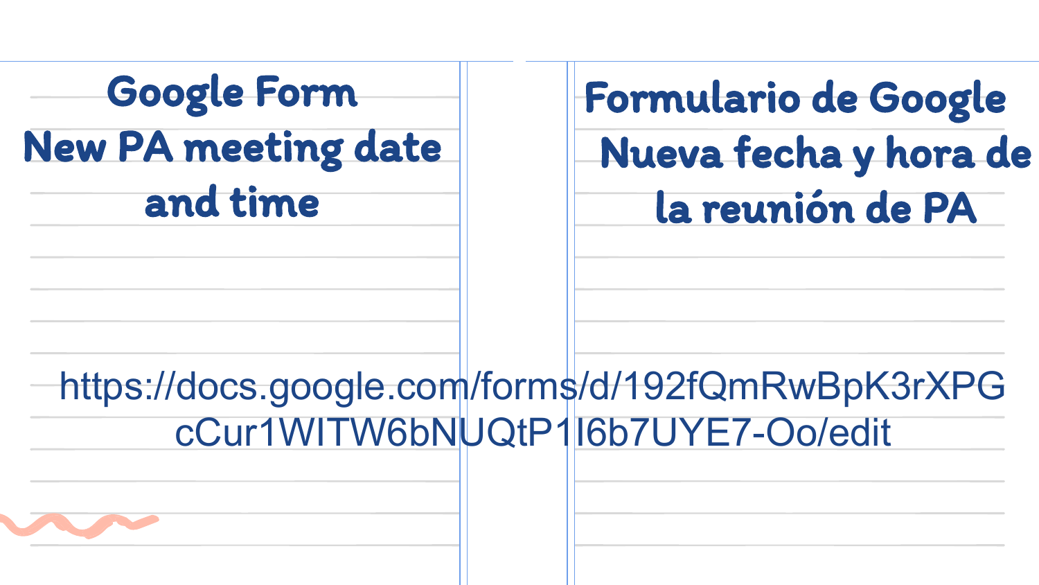## Google Form
## New PA meeting date and time

## Formulario de Google
## Nueva fecha y hora de la reunión de PA

https://docs.google.com/forms/d/192fQmRwBpK3rXPGcCur1WITW6bNUQtP1l6b7UYE7-Oo/edit